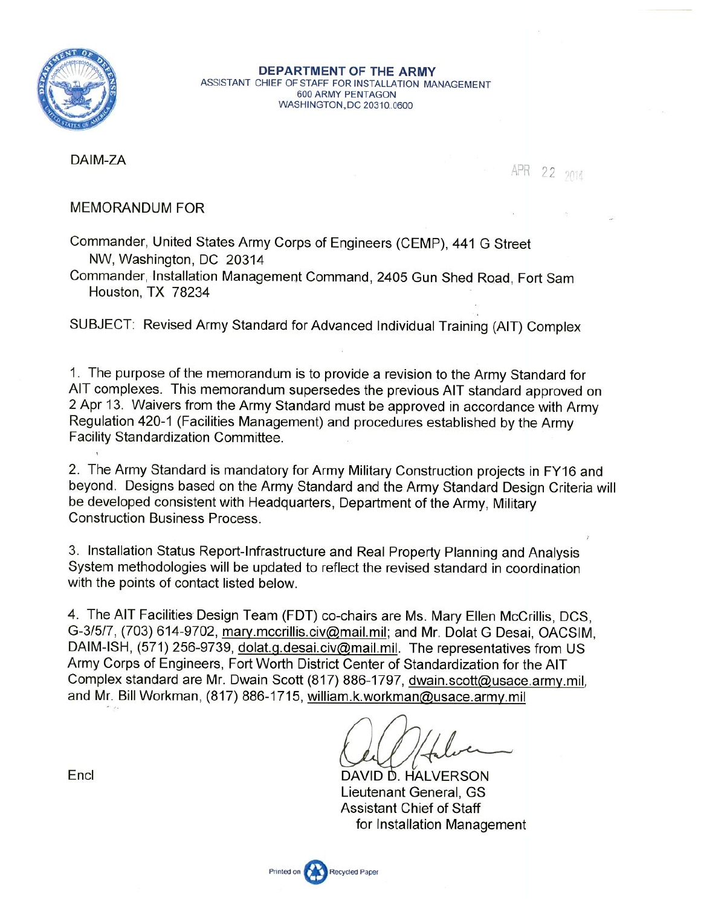**DEPARTMENT OF THE ARMY**
ASSISTANT CHIEF OF STAFF FOR INSTALLATION MANAGEMENT
600 ARMY PENTAGON
WASHINGTON, DC 20310-0600

DAIM-ZA

APR 22 2014

MEMORANDUM FOR

Commander, United States Army Corps of Engineers (CEMP), 441 G Street NW, Washington, DC 20314
Commander, Installation Management Command, 2405 Gun Shed Road, Fort Sam Houston, TX 78234

SUBJECT: Revised Army Standard for Advanced Individual Training (AIT) Complex

1. The purpose of the memorandum is to provide a revision to the Army Standard for AIT complexes. This memorandum supersedes the previous AIT standard approved on 2 Apr 13. Waivers from the Army Standard must be approved in accordance with Army Regulation 420-1 (Facilities Management) and procedures established by the Army Facility Standardization Committee.

2. The Army Standard is mandatory for Army Military Construction projects in FY16 and beyond. Designs based on the Army Standard and the Army Standard Design Criteria will be developed consistent with Headquarters, Department of the Army, Military Construction Business Process.

3. Installation Status Report-Infrastructure and Real Property Planning and Analysis System methodologies will be updated to reflect the revised standard in coordination with the points of contact listed below.

4. The AIT Facilities Design Team (FDT) co-chairs are Ms. Mary Ellen McCrillis, DCS, G-3/5/7, (703) 614-9702, mary.mccrillis.civ@mail.mil; and Mr. Dolat G Desai, OACSIM, DAIM-ISH, (571) 256-9739, dolat.g.desai.civ@mail.mil. The representatives from US Army Corps of Engineers, Fort Worth District Center of Standardization for the AIT Complex standard are Mr. Dwain Scott (817) 886-1797, dwain.scott@usace.army.mil, and Mr. Bill Workman, (817) 886-1715, william.k.workman@usace.army.mil

Encl

DAVID D. HALVERSON
Lieutenant General, GS
Assistant Chief of Staff
for Installation Management

Printed on Recycled Paper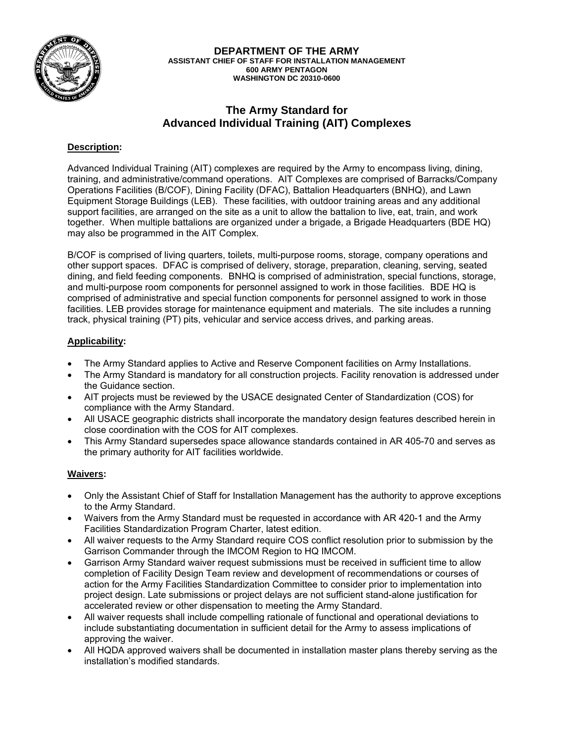**DEPARTMENT OF THE ARMY**
**ASSISTANT CHIEF OF STAFF FOR INSTALLATION MANAGEMENT**
**600 ARMY PENTAGON**
**WASHINGTON DC 20310-0600**

# The Army Standard for Advanced Individual Training (AIT) Complexes

## Description:

Advanced Individual Training (AIT) complexes are required by the Army to encompass living, dining, training, and administrative/command operations. AIT Complexes are comprised of Barracks/Company Operations Facilities (B/COF), Dining Facility (DFAC), Battalion Headquarters (BNHQ), and Lawn Equipment Storage Buildings (LEB). These facilities, with outdoor training areas and any additional support facilities, are arranged on the site as a unit to allow the battalion to live, eat, train, and work together. When multiple battalions are organized under a brigade, a Brigade Headquarters (BDE HQ) may also be programmed in the AIT Complex.

B/COF is comprised of living quarters, toilets, multi-purpose rooms, storage, company operations and other support spaces. DFAC is comprised of delivery, storage, preparation, cleaning, serving, seated dining, and field feeding components. BNHQ is comprised of administration, special functions, storage, and multi-purpose room components for personnel assigned to work in those facilities. BDE HQ is comprised of administrative and special function components for personnel assigned to work in those facilities. LEB provides storage for maintenance equipment and materials. The site includes a running track, physical training (PT) pits, vehicular and service access drives, and parking areas.

## Applicability:

- The Army Standard applies to Active and Reserve Component facilities on Army Installations.
- The Army Standard is mandatory for all construction projects. Facility renovation is addressed under the Guidance section.
- AIT projects must be reviewed by the USACE designated Center of Standardization (COS) for compliance with the Army Standard.
- All USACE geographic districts shall incorporate the mandatory design features described herein in close coordination with the COS for AIT complexes.
- This Army Standard supersedes space allowance standards contained in AR 405-70 and serves as the primary authority for AIT facilities worldwide.

## Waivers:

- Only the Assistant Chief of Staff for Installation Management has the authority to approve exceptions to the Army Standard.
- Waivers from the Army Standard must be requested in accordance with AR 420-1 and the Army Facilities Standardization Program Charter, latest edition.
- All waiver requests to the Army Standard require COS conflict resolution prior to submission by the Garrison Commander through the IMCOM Region to HQ IMCOM.
- Garrison Army Standard waiver request submissions must be received in sufficient time to allow completion of Facility Design Team review and development of recommendations or courses of action for the Army Facilities Standardization Committee to consider prior to implementation into project design. Late submissions or project delays are not sufficient stand-alone justification for accelerated review or other dispensation to meeting the Army Standard.
- All waiver requests shall include compelling rationale of functional and operational deviations to include substantiating documentation in sufficient detail for the Army to assess implications of approving the waiver.
- All HQDA approved waivers shall be documented in installation master plans thereby serving as the installation's modified standards.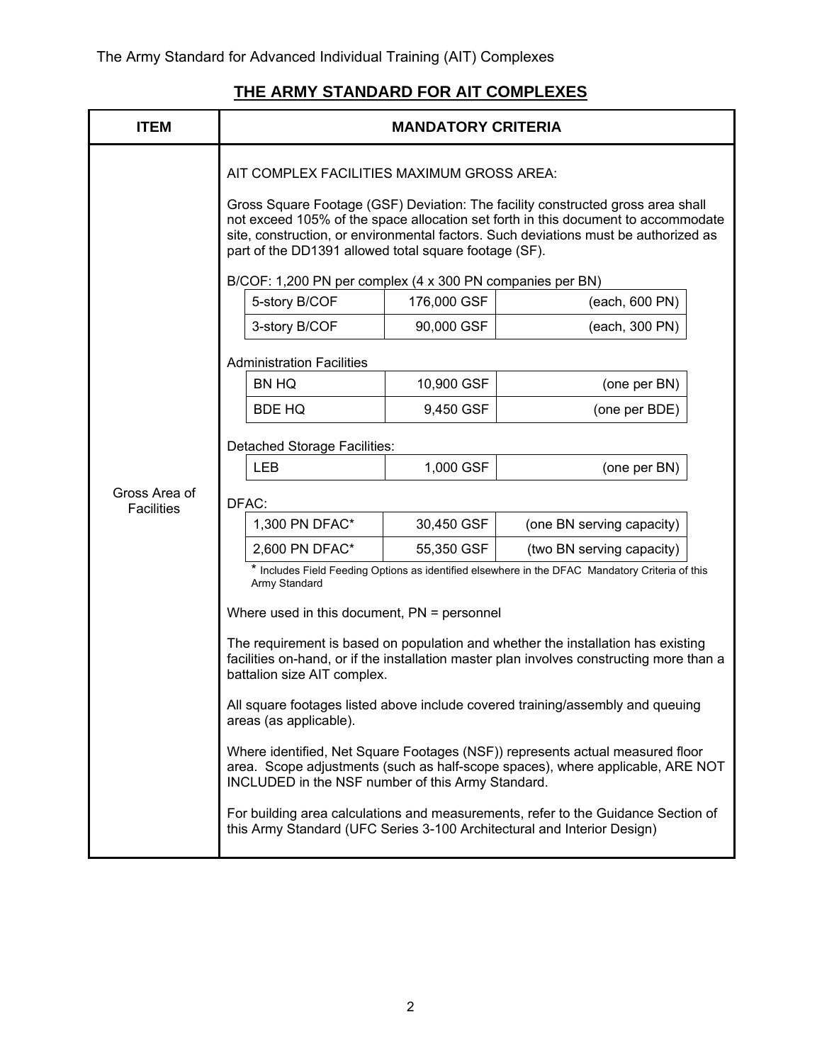## THE ARMY STANDARD FOR AIT COMPLEXES

| ITEM | MANDATORY CRITERIA |
| --- | --- |
| Gross Area of Facilities | AIT COMPLEX FACILITIES MAXIMUM GROSS AREA:<br><br>Gross Square Footage (GSF) Deviation: The facility constructed gross area shall not exceed 105% of the space allocation set forth in this document to accommodate site, construction, or environmental factors. Such deviations must be authorized as part of the DD1391 allowed total square footage (SF).<br><br>B/COF: 1,200 PN per complex (4 x 300 PN companies per BN)<br>5-story B/COF — 176,000 GSF — (each, 600 PN)<br>3-story B/COF — 90,000 GSF — (each, 300 PN)<br><br>Administration Facilities<br>BN HQ — 10,900 GSF — (one per BN)<br>BDE HQ — 9,450 GSF — (one per BDE)<br><br>Detached Storage Facilities:<br>LEB — 1,000 GSF — (one per BN)<br><br>DFAC:<br>1,300 PN DFAC* — 30,450 GSF — (one BN serving capacity)<br>2,600 PN DFAC* — 55,350 GSF — (two BN serving capacity)<br>* Includes Field Feeding Options as identified elsewhere in the DFAC Mandatory Criteria of this Army Standard<br><br>Where used in this document, PN = personnel<br><br>The requirement is based on population and whether the installation has existing facilities on-hand, or if the installation master plan involves constructing more than a battalion size AIT complex.<br><br>All square footages listed above include covered training/assembly and queuing areas (as applicable).<br><br>Where identified, Net Square Footages (NSF)) represents actual measured floor area. Scope adjustments (such as half-scope spaces), where applicable, ARE NOT INCLUDED in the NSF number of this Army Standard.<br><br>For building area calculations and measurements, refer to the Guidance Section of this Army Standard (UFC Series 3-100 Architectural and Interior Design) |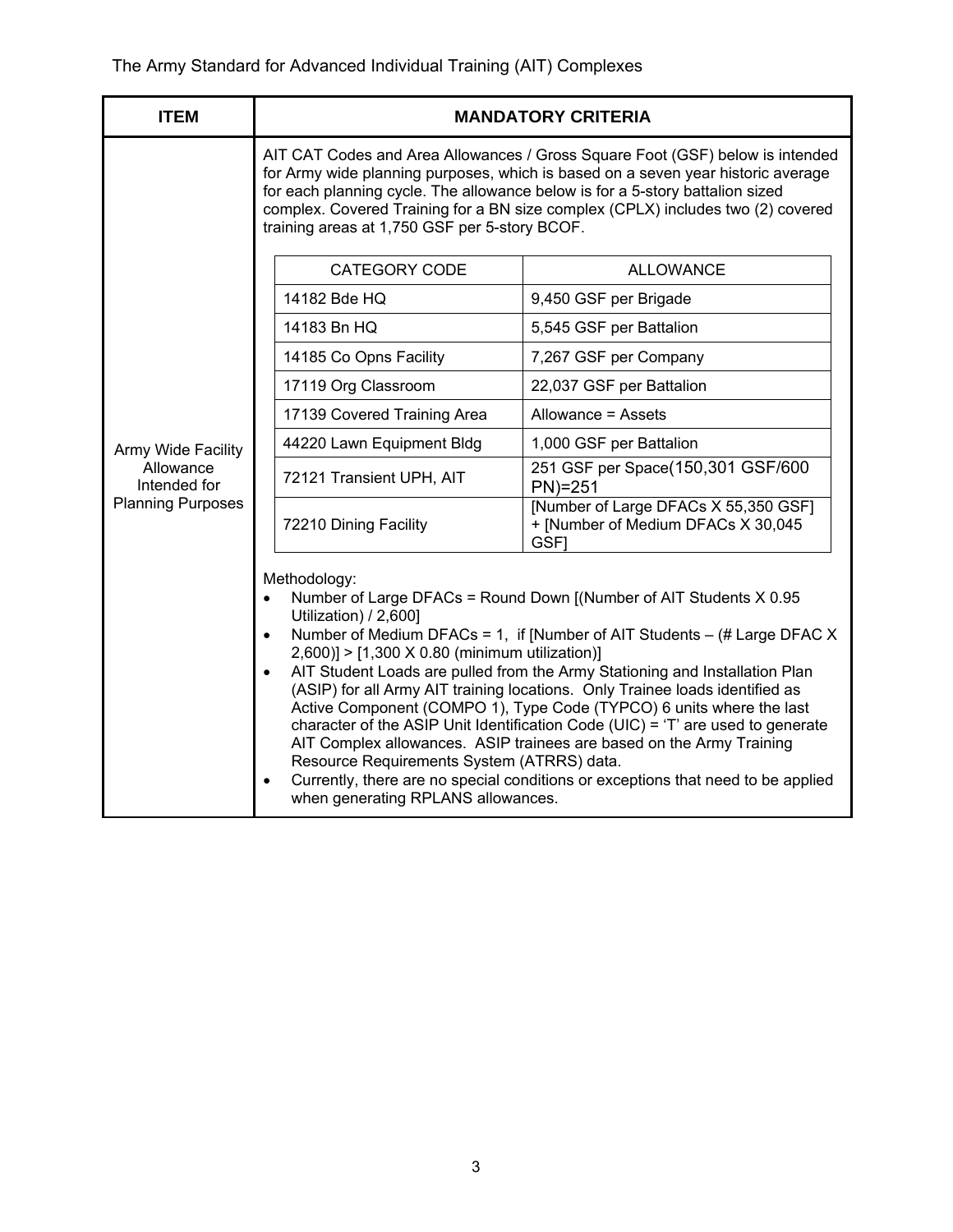| ITEM | MANDATORY CRITERIA |
| --- | --- |
| Army Wide Facility Allowance Intended for Planning Purposes | AIT CAT Codes and Area Allowances / Gross Square Foot (GSF) below is intended for Army wide planning purposes, which is based on a seven year historic average for each planning cycle. The allowance below is for a 5-story battalion sized complex. Covered Training for a BN size complex (CPLX) includes two (2) covered training areas at 1,750 GSF per 5-story BCOF. |

| CATEGORY CODE | ALLOWANCE |
| --- | --- |
| 14182 Bde HQ | 9,450 GSF per Brigade |
| 14183 Bn HQ | 5,545 GSF per Battalion |
| 14185 Co Opns Facility | 7,267 GSF per Company |
| 17119 Org Classroom | 22,037 GSF per Battalion |
| 17139 Covered Training Area | Allowance = Assets |
| 44220 Lawn Equipment Bldg | 1,000 GSF per Battalion |
| 72121 Transient UPH, AIT | 251 GSF per Space(150,301 GSF/600 PN)=251 |
| 72210 Dining Facility | [Number of Large DFACs X 55,350 GSF] + [Number of Medium DFACs X 30,045 GSF] |

Methodology:

- Number of Large DFACs = Round Down [(Number of AIT Students X 0.95 Utilization) / 2,600]
- Number of Medium DFACs = 1, if [Number of AIT Students – (# Large DFAC X 2,600)] > [1,300 X 0.80 (minimum utilization)]
- AIT Student Loads are pulled from the Army Stationing and Installation Plan (ASIP) for all Army AIT training locations. Only Trainee loads identified as Active Component (COMPO 1), Type Code (TYPCO) 6 units where the last character of the ASIP Unit Identification Code (UIC) = 'T' are used to generate AIT Complex allowances. ASIP trainees are based on the Army Training Resource Requirements System (ATRRS) data.
- Currently, there are no special conditions or exceptions that need to be applied when generating RPLANS allowances.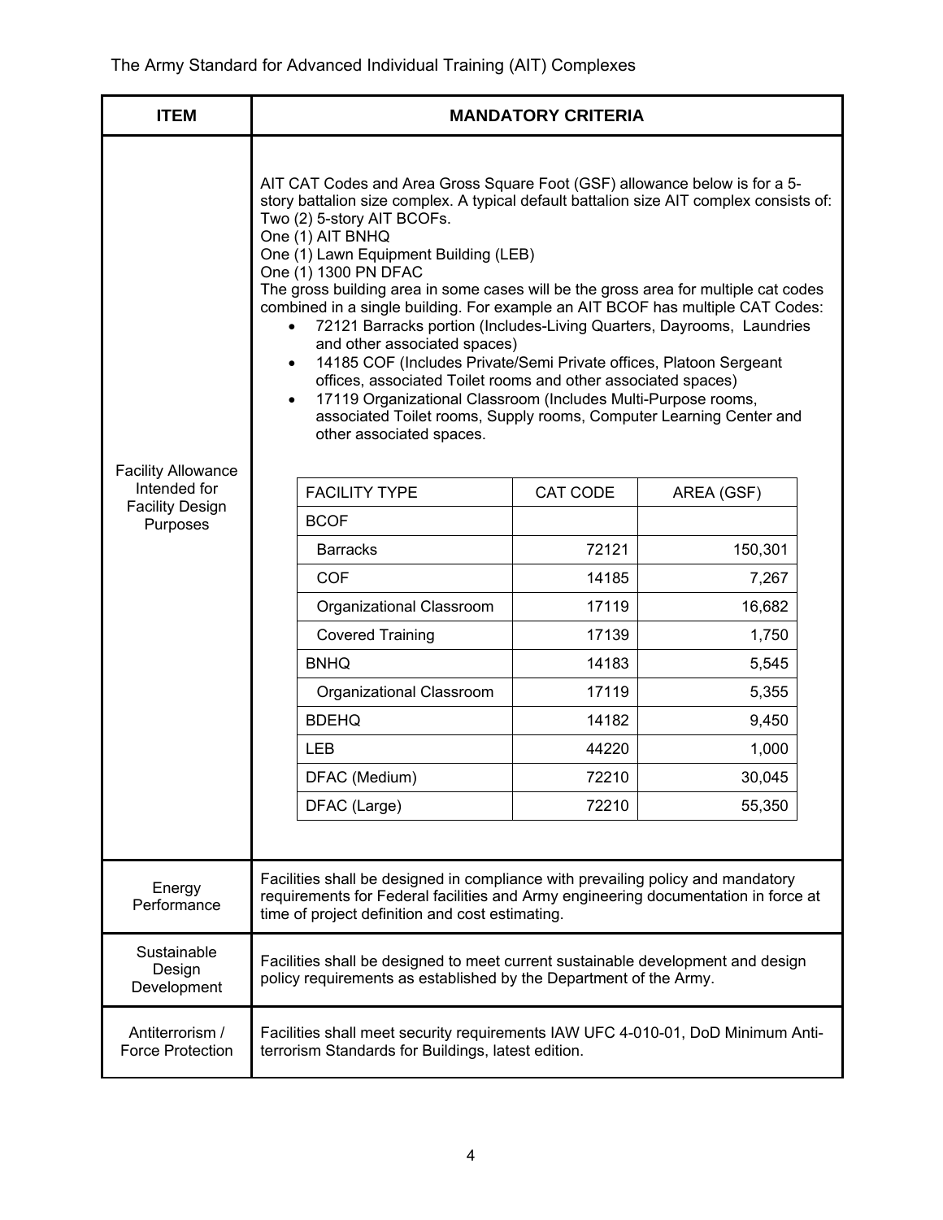| ITEM | MANDATORY CRITERIA |
|---|---|
| Facility Allowance Intended for Facility Design Purposes | AIT CAT Codes and Area Gross Square Foot (GSF) allowance below is for a 5-story battalion size complex. A typical default battalion size AIT complex consists of:<br>Two (2) 5-story AIT BCOFs.<br>One (1) AIT BNHQ<br>One (1) Lawn Equipment Building (LEB)<br>One (1) 1300 PN DFAC<br>The gross building area in some cases will be the gross area for multiple cat codes combined in a single building. For example an AIT BCOF has multiple CAT Codes:<br>• 72121 Barracks portion (Includes-Living Quarters, Dayrooms, Laundries and other associated spaces)<br>• 14185 COF (Includes Private/Semi Private offices, Platoon Sergeant offices, associated Toilet rooms and other associated spaces)<br>• 17119 Organizational Classroom (Includes Multi-Purpose rooms, associated Toilet rooms, Supply rooms, Computer Learning Center and other associated spaces. |
| Energy Performance | Facilities shall be designed in compliance with prevailing policy and mandatory requirements for Federal facilities and Army engineering documentation in force at time of project definition and cost estimating. |
| Sustainable Design Development | Facilities shall be designed to meet current sustainable development and design policy requirements as established by the Department of the Army. |
| Antiterrorism / Force Protection | Facilities shall meet security requirements IAW UFC 4-010-01, DoD Minimum Anti-terrorism Standards for Buildings, latest edition. |

Facility Allowance table:

| FACILITY TYPE | CAT CODE | AREA (GSF) |
|---|---:|---:|
| BCOF | | |
| Barracks | 72121 | 150,301 |
| COF | 14185 | 7,267 |
| Organizational Classroom | 17119 | 16,682 |
| Covered Training | 17139 | 1,750 |
| BNHQ | 14183 | 5,545 |
| Organizational Classroom | 17119 | 5,355 |
| BDEHQ | 14182 | 9,450 |
| LEB | 44220 | 1,000 |
| DFAC (Medium) | 72210 | 30,045 |
| DFAC (Large) | 72210 | 55,350 |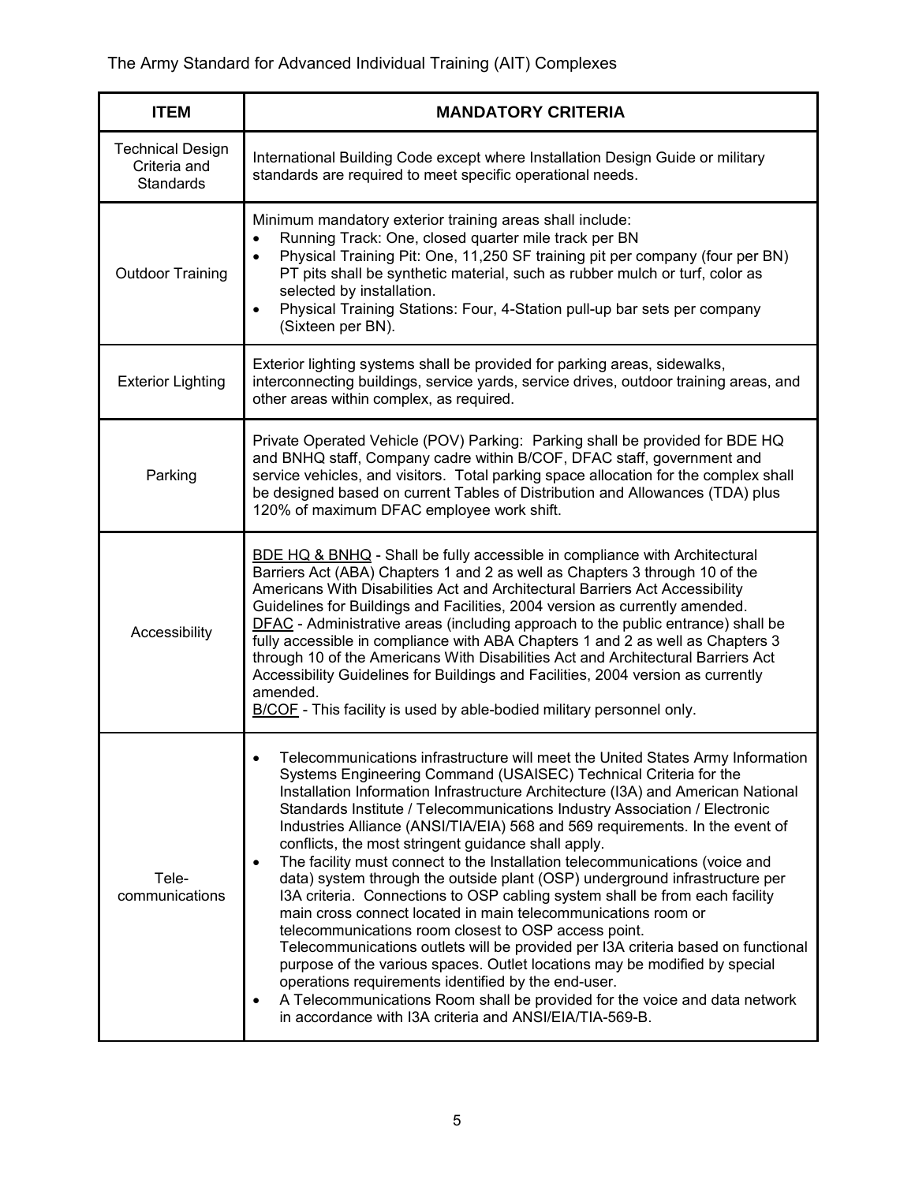| ITEM | MANDATORY CRITERIA |
|---|---|
| Technical Design Criteria and Standards | International Building Code except where Installation Design Guide or military standards are required to meet specific operational needs. |
| Outdoor Training | Minimum mandatory exterior training areas shall include:<br>• Running Track: One, closed quarter mile track per BN<br>• Physical Training Pit: One, 11,250 SF training pit per company (four per BN) PT pits shall be synthetic material, such as rubber mulch or turf, color as selected by installation.<br>• Physical Training Stations: Four, 4-Station pull-up bar sets per company (Sixteen per BN). |
| Exterior Lighting | Exterior lighting systems shall be provided for parking areas, sidewalks, interconnecting buildings, service yards, service drives, outdoor training areas, and other areas within complex, as required. |
| Parking | Private Operated Vehicle (POV) Parking: Parking shall be provided for BDE HQ and BNHQ staff, Company cadre within B/COF, DFAC staff, government and service vehicles, and visitors. Total parking space allocation for the complex shall be designed based on current Tables of Distribution and Allowances (TDA) plus 120% of maximum DFAC employee work shift. |
| Accessibility | <u>BDE HQ & BNHQ</u> - Shall be fully accessible in compliance with Architectural Barriers Act (ABA) Chapters 1 and 2 as well as Chapters 3 through 10 of the Americans With Disabilities Act and Architectural Barriers Act Accessibility Guidelines for Buildings and Facilities, 2004 version as currently amended.<br><u>DFAC</u> - Administrative areas (including approach to the public entrance) shall be fully accessible in compliance with ABA Chapters 1 and 2 as well as Chapters 3 through 10 of the Americans With Disabilities Act and Architectural Barriers Act Accessibility Guidelines for Buildings and Facilities, 2004 version as currently amended.<br><u>B/COF</u> - This facility is used by able-bodied military personnel only. |
| Tele-communications | • Telecommunications infrastructure will meet the United States Army Information Systems Engineering Command (USAISEC) Technical Criteria for the Installation Information Infrastructure Architecture (I3A) and American National Standards Institute / Telecommunications Industry Association / Electronic Industries Alliance (ANSI/TIA/EIA) 568 and 569 requirements. In the event of conflicts, the most stringent guidance shall apply.<br>• The facility must connect to the Installation telecommunications (voice and data) system through the outside plant (OSP) underground infrastructure per I3A criteria. Connections to OSP cabling system shall be from each facility main cross connect located in main telecommunications room or telecommunications room closest to OSP access point. Telecommunications outlets will be provided per I3A criteria based on functional purpose of the various spaces. Outlet locations may be modified by special operations requirements identified by the end-user.<br>• A Telecommunications Room shall be provided for the voice and data network in accordance with I3A criteria and ANSI/EIA/TIA-569-B. |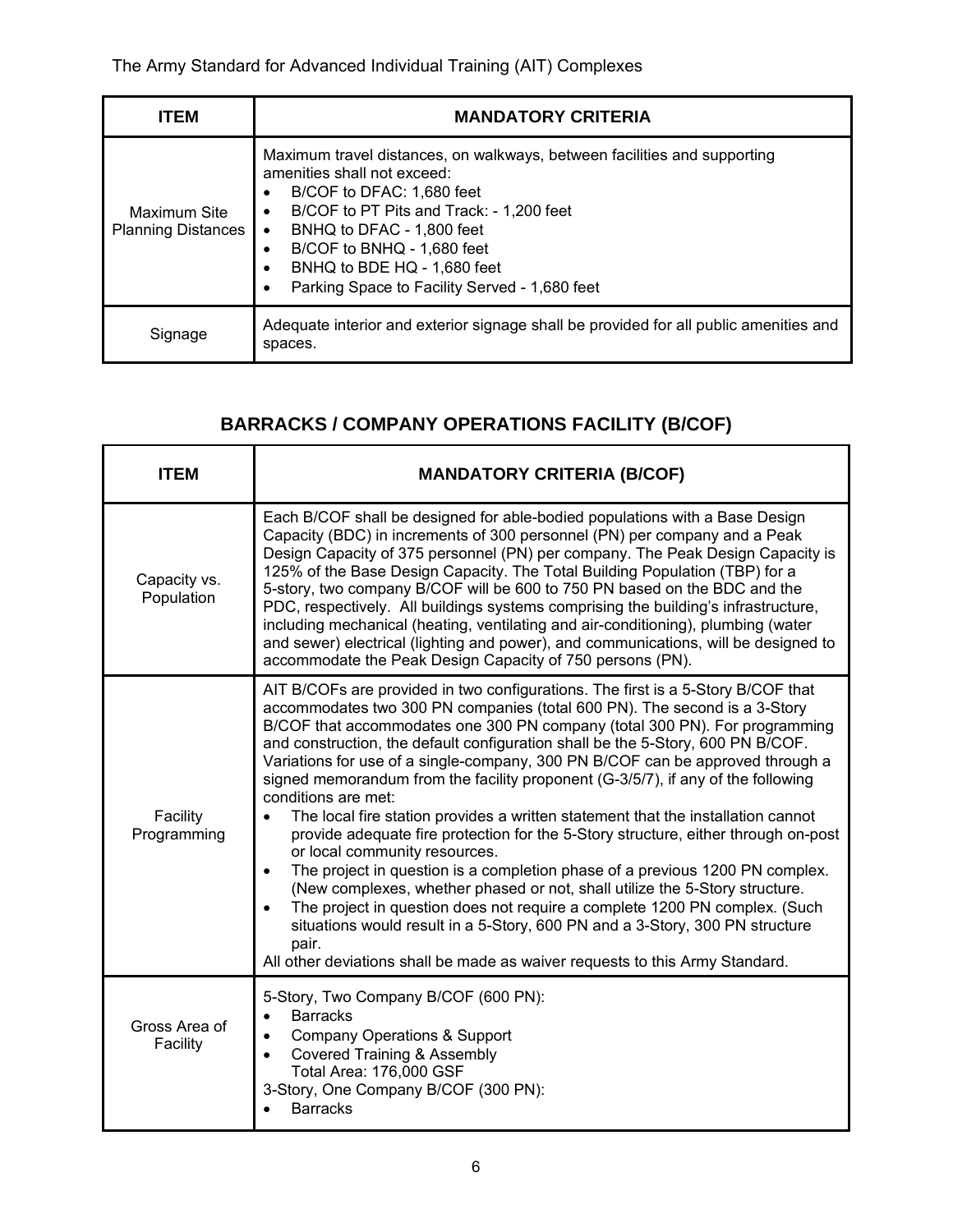| ITEM | MANDATORY CRITERIA |
|---|---|
| Maximum Site Planning Distances | Maximum travel distances, on walkways, between facilities and supporting amenities shall not exceed:<br>• B/COF to DFAC: 1,680 feet<br>• B/COF to PT Pits and Track: - 1,200 feet<br>• BNHQ to DFAC - 1,800 feet<br>• B/COF to BNHQ - 1,680 feet<br>• BNHQ to BDE HQ - 1,680 feet<br>• Parking Space to Facility Served - 1,680 feet |
| Signage | Adequate interior and exterior signage shall be provided for all public amenities and spaces. |

## BARRACKS / COMPANY OPERATIONS FACILITY (B/COF)

| ITEM | MANDATORY CRITERIA (B/COF) |
|---|---|
| Capacity vs. Population | Each B/COF shall be designed for able-bodied populations with a Base Design Capacity (BDC) in increments of 300 personnel (PN) per company and a Peak Design Capacity of 375 personnel (PN) per company. The Peak Design Capacity is 125% of the Base Design Capacity. The Total Building Population (TBP) for a 5-story, two company B/COF will be 600 to 750 PN based on the BDC and the PDC, respectively. All buildings systems comprising the building's infrastructure, including mechanical (heating, ventilating and air-conditioning), plumbing (water and sewer) electrical (lighting and power), and communications, will be designed to accommodate the Peak Design Capacity of 750 persons (PN). |
| Facility Programming | AIT B/COFs are provided in two configurations. The first is a 5-Story B/COF that accommodates two 300 PN companies (total 600 PN). The second is a 3-Story B/COF that accommodates one 300 PN company (total 300 PN). For programming and construction, the default configuration shall be the 5-Story, 600 PN B/COF. Variations for use of a single-company, 300 PN B/COF can be approved through a signed memorandum from the facility proponent (G-3/5/7), if any of the following conditions are met:<br>• The local fire station provides a written statement that the installation cannot provide adequate fire protection for the 5-Story structure, either through on-post or local community resources.<br>• The project in question is a completion phase of a previous 1200 PN complex. (New complexes, whether phased or not, shall utilize the 5-Story structure.<br>• The project in question does not require a complete 1200 PN complex. (Such situations would result in a 5-Story, 600 PN and a 3-Story, 300 PN structure pair.<br>All other deviations shall be made as waiver requests to this Army Standard. |
| Gross Area of Facility | 5-Story, Two Company B/COF (600 PN):<br>• Barracks<br>• Company Operations & Support<br>• Covered Training & Assembly<br>Total Area: 176,000 GSF<br>3-Story, One Company B/COF (300 PN):<br>• Barracks |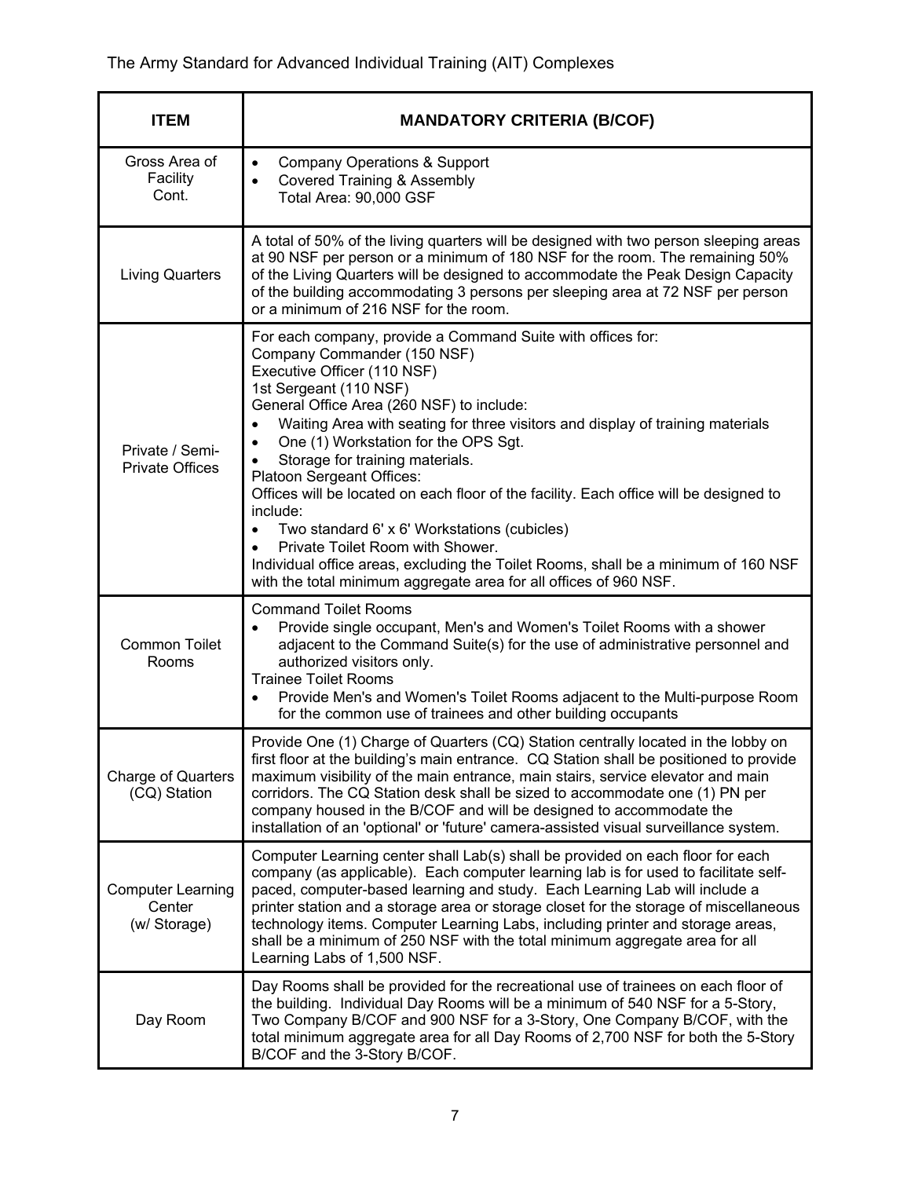| ITEM | MANDATORY CRITERIA (B/COF) |
|---|---|
| Gross Area of Facility Cont. | • Company Operations & Support<br>• Covered Training & Assembly<br>Total Area: 90,000 GSF |
| Living Quarters | A total of 50% of the living quarters will be designed with two person sleeping areas at 90 NSF per person or a minimum of 180 NSF for the room. The remaining 50% of the Living Quarters will be designed to accommodate the Peak Design Capacity of the building accommodating 3 persons per sleeping area at 72 NSF per person or a minimum of 216 NSF for the room. |
| Private / Semi-Private Offices | For each company, provide a Command Suite with offices for:<br>Company Commander (150 NSF)<br>Executive Officer (110 NSF)<br>1st Sergeant (110 NSF)<br>General Office Area (260 NSF) to include:<br>• Waiting Area with seating for three visitors and display of training materials<br>• One (1) Workstation for the OPS Sgt.<br>• Storage for training materials.<br>Platoon Sergeant Offices:<br>Offices will be located on each floor of the facility. Each office will be designed to include:<br>• Two standard 6' x 6' Workstations (cubicles)<br>• Private Toilet Room with Shower.<br>Individual office areas, excluding the Toilet Rooms, shall be a minimum of 160 NSF with the total minimum aggregate area for all offices of 960 NSF. |
| Common Toilet Rooms | Command Toilet Rooms<br>• Provide single occupant, Men's and Women's Toilet Rooms with a shower adjacent to the Command Suite(s) for the use of administrative personnel and authorized visitors only.<br>Trainee Toilet Rooms<br>• Provide Men's and Women's Toilet Rooms adjacent to the Multi-purpose Room for the common use of trainees and other building occupants |
| Charge of Quarters (CQ) Station | Provide One (1) Charge of Quarters (CQ) Station centrally located in the lobby on first floor at the building's main entrance. CQ Station shall be positioned to provide maximum visibility of the main entrance, main stairs, service elevator and main corridors. The CQ Station desk shall be sized to accommodate one (1) PN per company housed in the B/COF and will be designed to accommodate the installation of an 'optional' or 'future' camera-assisted visual surveillance system. |
| Computer Learning Center (w/ Storage) | Computer Learning center shall Lab(s) shall be provided on each floor for each company (as applicable). Each computer learning lab is for used to facilitate self-paced, computer-based learning and study. Each Learning Lab will include a printer station and a storage area or storage closet for the storage of miscellaneous technology items. Computer Learning Labs, including printer and storage areas, shall be a minimum of 250 NSF with the total minimum aggregate area for all Learning Labs of 1,500 NSF. |
| Day Room | Day Rooms shall be provided for the recreational use of trainees on each floor of the building. Individual Day Rooms will be a minimum of 540 NSF for a 5-Story, Two Company B/COF and 900 NSF for a 3-Story, One Company B/COF, with the total minimum aggregate area for all Day Rooms of 2,700 NSF for both the 5-Story B/COF and the 3-Story B/COF. |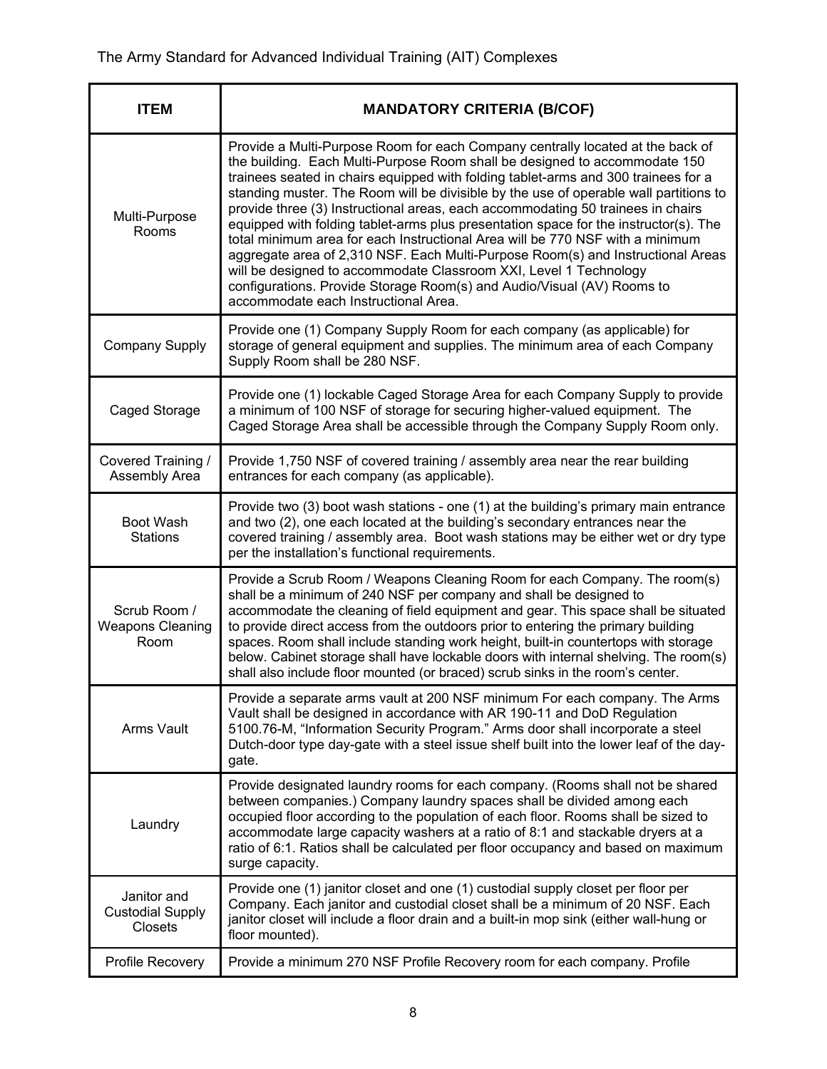| ITEM | MANDATORY CRITERIA (B/COF) |
|---|---|
| Multi-Purpose Rooms | Provide a Multi-Purpose Room for each Company centrally located at the back of the building. Each Multi-Purpose Room shall be designed to accommodate 150 trainees seated in chairs equipped with folding tablet-arms and 300 trainees for a standing muster. The Room will be divisible by the use of operable wall partitions to provide three (3) Instructional areas, each accommodating 50 trainees in chairs equipped with folding tablet-arms plus presentation space for the instructor(s). The total minimum area for each Instructional Area will be 770 NSF with a minimum aggregate area of 2,310 NSF. Each Multi-Purpose Room(s) and Instructional Areas will be designed to accommodate Classroom XXI, Level 1 Technology configurations. Provide Storage Room(s) and Audio/Visual (AV) Rooms to accommodate each Instructional Area. |
| Company Supply | Provide one (1) Company Supply Room for each company (as applicable) for storage of general equipment and supplies. The minimum area of each Company Supply Room shall be 280 NSF. |
| Caged Storage | Provide one (1) lockable Caged Storage Area for each Company Supply to provide a minimum of 100 NSF of storage for securing higher-valued equipment. The Caged Storage Area shall be accessible through the Company Supply Room only. |
| Covered Training / Assembly Area | Provide 1,750 NSF of covered training / assembly area near the rear building entrances for each company (as applicable). |
| Boot Wash Stations | Provide two (3) boot wash stations - one (1) at the building's primary main entrance and two (2), one each located at the building's secondary entrances near the covered training / assembly area. Boot wash stations may be either wet or dry type per the installation's functional requirements. |
| Scrub Room / Weapons Cleaning Room | Provide a Scrub Room / Weapons Cleaning Room for each Company. The room(s) shall be a minimum of 240 NSF per company and shall be designed to accommodate the cleaning of field equipment and gear. This space shall be situated to provide direct access from the outdoors prior to entering the primary building spaces. Room shall include standing work height, built-in countertops with storage below. Cabinet storage shall have lockable doors with internal shelving. The room(s) shall also include floor mounted (or braced) scrub sinks in the room's center. |
| Arms Vault | Provide a separate arms vault at 200 NSF minimum For each company. The Arms Vault shall be designed in accordance with AR 190-11 and DoD Regulation 5100.76-M, "Information Security Program." Arms door shall incorporate a steel Dutch-door type day-gate with a steel issue shelf built into the lower leaf of the day-gate. |
| Laundry | Provide designated laundry rooms for each company. (Rooms shall not be shared between companies.) Company laundry spaces shall be divided among each occupied floor according to the population of each floor. Rooms shall be sized to accommodate large capacity washers at a ratio of 8:1 and stackable dryers at a ratio of 6:1. Ratios shall be calculated per floor occupancy and based on maximum surge capacity. |
| Janitor and Custodial Supply Closets | Provide one (1) janitor closet and one (1) custodial supply closet per floor per Company. Each janitor and custodial closet shall be a minimum of 20 NSF. Each janitor closet will include a floor drain and a built-in mop sink (either wall-hung or floor mounted). |
| Profile Recovery | Provide a minimum 270 NSF Profile Recovery room for each company. Profile |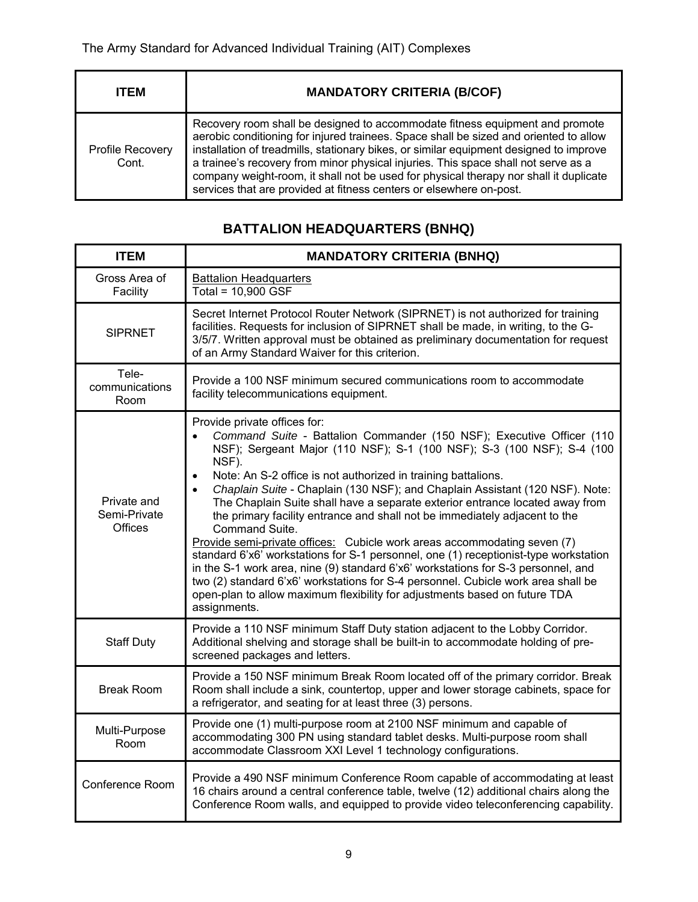| ITEM | MANDATORY CRITERIA (B/COF) |
| --- | --- |
| Profile Recovery Cont. | Recovery room shall be designed to accommodate fitness equipment and promote aerobic conditioning for injured trainees. Space shall be sized and oriented to allow installation of treadmills, stationary bikes, or similar equipment designed to improve a trainee's recovery from minor physical injuries. This space shall not serve as a company weight-room, it shall not be used for physical therapy nor shall it duplicate services that are provided at fitness centers or elsewhere on-post. |

## BATTALION HEADQUARTERS (BNHQ)

| ITEM | MANDATORY CRITERIA (BNHQ) |
| --- | --- |
| Gross Area of Facility | Battalion Headquarters<br>Total = 10,900 GSF |
| SIPRNET | Secret Internet Protocol Router Network (SIPRNET) is not authorized for training facilities. Requests for inclusion of SIPRNET shall be made, in writing, to the G-3/5/7. Written approval must be obtained as preliminary documentation for request of an Army Standard Waiver for this criterion. |
| Tele-communications Room | Provide a 100 NSF minimum secured communications room to accommodate facility telecommunications equipment. |
| Private and Semi-Private Offices | Provide private offices for:<br>• *Command Suite* - Battalion Commander (150 NSF); Executive Officer (110 NSF); Sergeant Major (110 NSF); S-1 (100 NSF); S-3 (100 NSF); S-4 (100 NSF).<br>• Note: An S-2 office is not authorized in training battalions.<br>• *Chaplain Suite* - Chaplain (130 NSF); and Chaplain Assistant (120 NSF). Note: The Chaplain Suite shall have a separate exterior entrance located away from the primary facility entrance and shall not be immediately adjacent to the Command Suite.<br>Provide semi-private offices: Cubicle work areas accommodating seven (7) standard 6'x6' workstations for S-1 personnel, one (1) receptionist-type workstation in the S-1 work area, nine (9) standard 6'x6' workstations for S-3 personnel, and two (2) standard 6'x6' workstations for S-4 personnel. Cubicle work area shall be open-plan to allow maximum flexibility for adjustments based on future TDA assignments. |
| Staff Duty | Provide a 110 NSF minimum Staff Duty station adjacent to the Lobby Corridor. Additional shelving and storage shall be built-in to accommodate holding of pre-screened packages and letters. |
| Break Room | Provide a 150 NSF minimum Break Room located off of the primary corridor. Break Room shall include a sink, countertop, upper and lower storage cabinets, space for a refrigerator, and seating for at least three (3) persons. |
| Multi-Purpose Room | Provide one (1) multi-purpose room at 2100 NSF minimum and capable of accommodating 300 PN using standard tablet desks. Multi-purpose room shall accommodate Classroom XXI Level 1 technology configurations. |
| Conference Room | Provide a 490 NSF minimum Conference Room capable of accommodating at least 16 chairs around a central conference table, twelve (12) additional chairs along the Conference Room walls, and equipped to provide video teleconferencing capability. |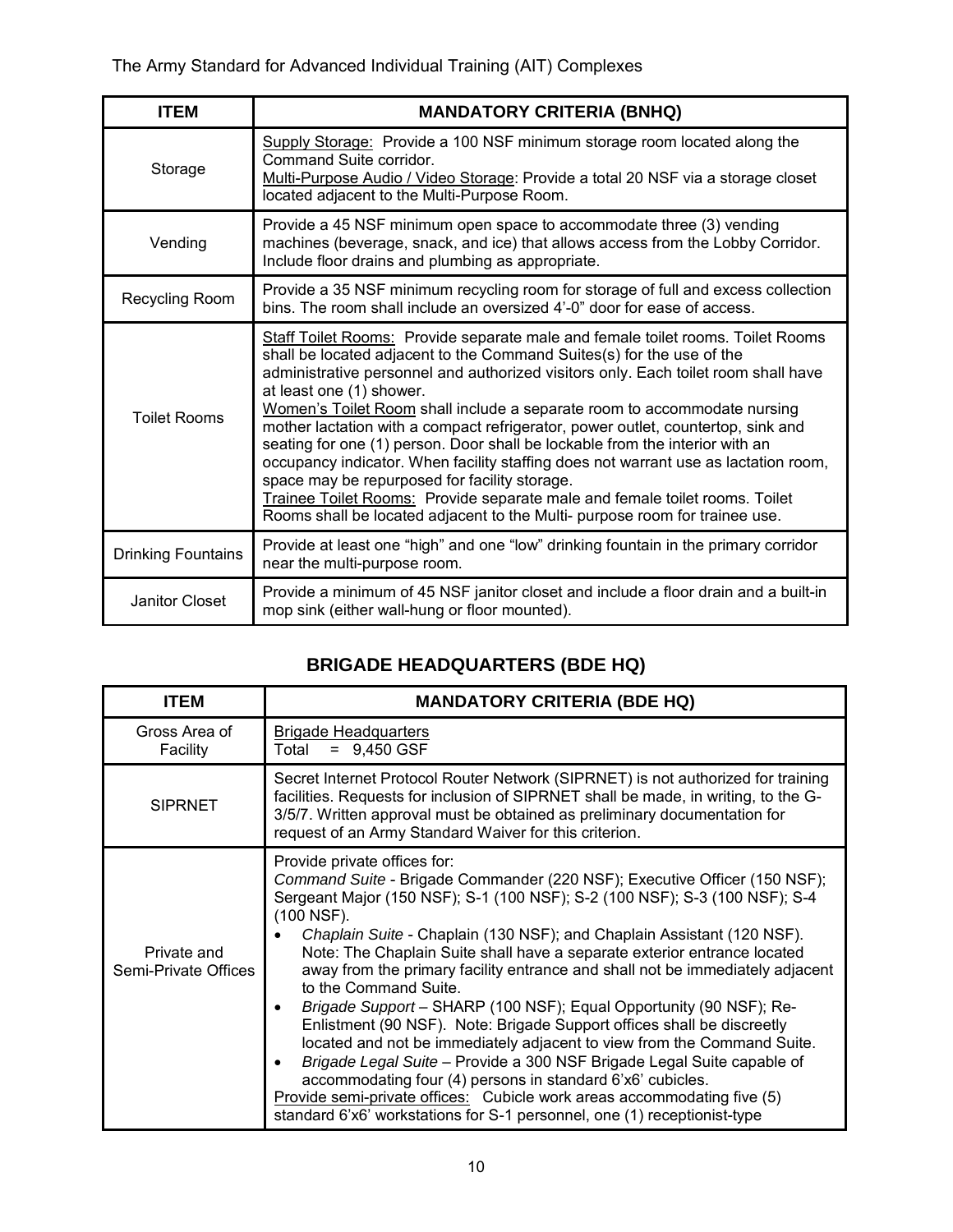| ITEM | MANDATORY CRITERIA (BNHQ) |
|---|---|
| Storage | Supply Storage: Provide a 100 NSF minimum storage room located along the Command Suite corridor.<br>Multi-Purpose Audio / Video Storage: Provide a total 20 NSF via a storage closet located adjacent to the Multi-Purpose Room. |
| Vending | Provide a 45 NSF minimum open space to accommodate three (3) vending machines (beverage, snack, and ice) that allows access from the Lobby Corridor. Include floor drains and plumbing as appropriate. |
| Recycling Room | Provide a 35 NSF minimum recycling room for storage of full and excess collection bins. The room shall include an oversized 4'-0" door for ease of access. |
| Toilet Rooms | Staff Toilet Rooms: Provide separate male and female toilet rooms. Toilet Rooms shall be located adjacent to the Command Suites(s) for the use of the administrative personnel and authorized visitors only. Each toilet room shall have at least one (1) shower.<br>Women's Toilet Room shall include a separate room to accommodate nursing mother lactation with a compact refrigerator, power outlet, countertop, sink and seating for one (1) person. Door shall be lockable from the interior with an occupancy indicator. When facility staffing does not warrant use as lactation room, space may be repurposed for facility storage.<br>Trainee Toilet Rooms: Provide separate male and female toilet rooms. Toilet Rooms shall be located adjacent to the Multi- purpose room for trainee use. |
| Drinking Fountains | Provide at least one "high" and one "low" drinking fountain in the primary corridor near the multi-purpose room. |
| Janitor Closet | Provide a minimum of 45 NSF janitor closet and include a floor drain and a built-in mop sink (either wall-hung or floor mounted). |

## BRIGADE HEADQUARTERS (BDE HQ)

| ITEM | MANDATORY CRITERIA (BDE HQ) |
|---|---|
| Gross Area of Facility | Brigade Headquarters<br>Total = 9,450 GSF |
| SIPRNET | Secret Internet Protocol Router Network (SIPRNET) is not authorized for training facilities. Requests for inclusion of SIPRNET shall be made, in writing, to the G-3/5/7. Written approval must be obtained as preliminary documentation for request of an Army Standard Waiver for this criterion. |
| Private and Semi-Private Offices | Provide private offices for:<br>*Command Suite* - Brigade Commander (220 NSF); Executive Officer (150 NSF); Sergeant Major (150 NSF); S-1 (100 NSF); S-2 (100 NSF); S-3 (100 NSF); S-4 (100 NSF).<br>• *Chaplain Suite* - Chaplain (130 NSF); and Chaplain Assistant (120 NSF). Note: The Chaplain Suite shall have a separate exterior entrance located away from the primary facility entrance and shall not be immediately adjacent to the Command Suite.<br>• *Brigade Support* – SHARP (100 NSF); Equal Opportunity (90 NSF); Re-Enlistment (90 NSF). Note: Brigade Support offices shall be discreetly located and not be immediately adjacent to view from the Command Suite.<br>• *Brigade Legal Suite* – Provide a 300 NSF Brigade Legal Suite capable of accommodating four (4) persons in standard 6'x6' cubicles.<br>Provide semi-private offices: Cubicle work areas accommodating five (5) standard 6'x6' workstations for S-1 personnel, one (1) receptionist-type |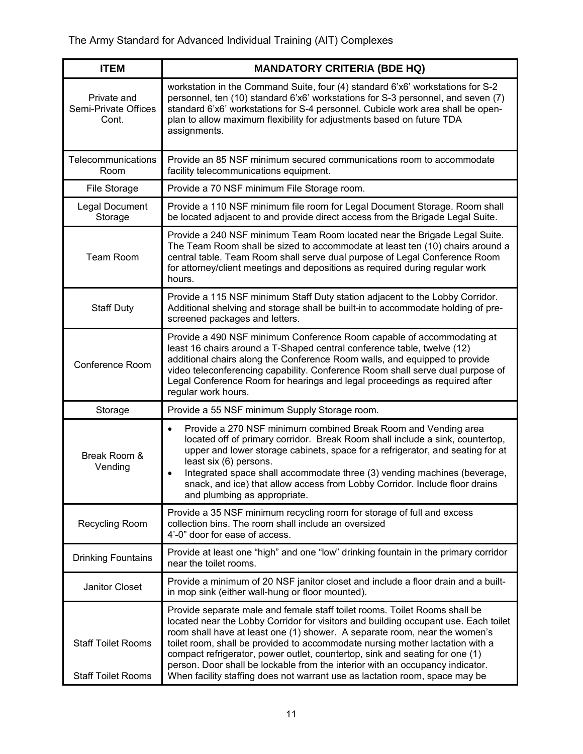| ITEM | MANDATORY CRITERIA (BDE HQ) |
|---|---|
| Private and Semi-Private Offices Cont. | workstation in the Command Suite, four (4) standard 6'x6' workstations for S-2 personnel, ten (10) standard 6'x6' workstations for S-3 personnel, and seven (7) standard 6'x6' workstations for S-4 personnel. Cubicle work area shall be open-plan to allow maximum flexibility for adjustments based on future TDA assignments. |
| Telecommunications Room | Provide an 85 NSF minimum secured communications room to accommodate facility telecommunications equipment. |
| File Storage | Provide a 70 NSF minimum File Storage room. |
| Legal Document Storage | Provide a 110 NSF minimum file room for Legal Document Storage. Room shall be located adjacent to and provide direct access from the Brigade Legal Suite. |
| Team Room | Provide a 240 NSF minimum Team Room located near the Brigade Legal Suite. The Team Room shall be sized to accommodate at least ten (10) chairs around a central table. Team Room shall serve dual purpose of Legal Conference Room for attorney/client meetings and depositions as required during regular work hours. |
| Staff Duty | Provide a 115 NSF minimum Staff Duty station adjacent to the Lobby Corridor. Additional shelving and storage shall be built-in to accommodate holding of pre-screened packages and letters. |
| Conference Room | Provide a 490 NSF minimum Conference Room capable of accommodating at least 16 chairs around a T-Shaped central conference table, twelve (12) additional chairs along the Conference Room walls, and equipped to provide video teleconferencing capability. Conference Room shall serve dual purpose of Legal Conference Room for hearings and legal proceedings as required after regular work hours. |
| Storage | Provide a 55 NSF minimum Supply Storage room. |
| Break Room & Vending | • Provide a 270 NSF minimum combined Break Room and Vending area located off of primary corridor. Break Room shall include a sink, countertop, upper and lower storage cabinets, space for a refrigerator, and seating for at least six (6) persons.<br>• Integrated space shall accommodate three (3) vending machines (beverage, snack, and ice) that allow access from Lobby Corridor. Include floor drains and plumbing as appropriate. |
| Recycling Room | Provide a 35 NSF minimum recycling room for storage of full and excess collection bins. The room shall include an oversized 4'-0" door for ease of access. |
| Drinking Fountains | Provide at least one "high" and one "low" drinking fountain in the primary corridor near the toilet rooms. |
| Janitor Closet | Provide a minimum of 20 NSF janitor closet and include a floor drain and a built-in mop sink (either wall-hung or floor mounted). |
| Staff Toilet Rooms<br><br>Staff Toilet Rooms | Provide separate male and female staff toilet rooms. Toilet Rooms shall be located near the Lobby Corridor for visitors and building occupant use. Each toilet room shall have at least one (1) shower. A separate room, near the women's toilet room, shall be provided to accommodate nursing mother lactation with a compact refrigerator, power outlet, countertop, sink and seating for one (1) person. Door shall be lockable from the interior with an occupancy indicator. When facility staffing does not warrant use as lactation room, space may be |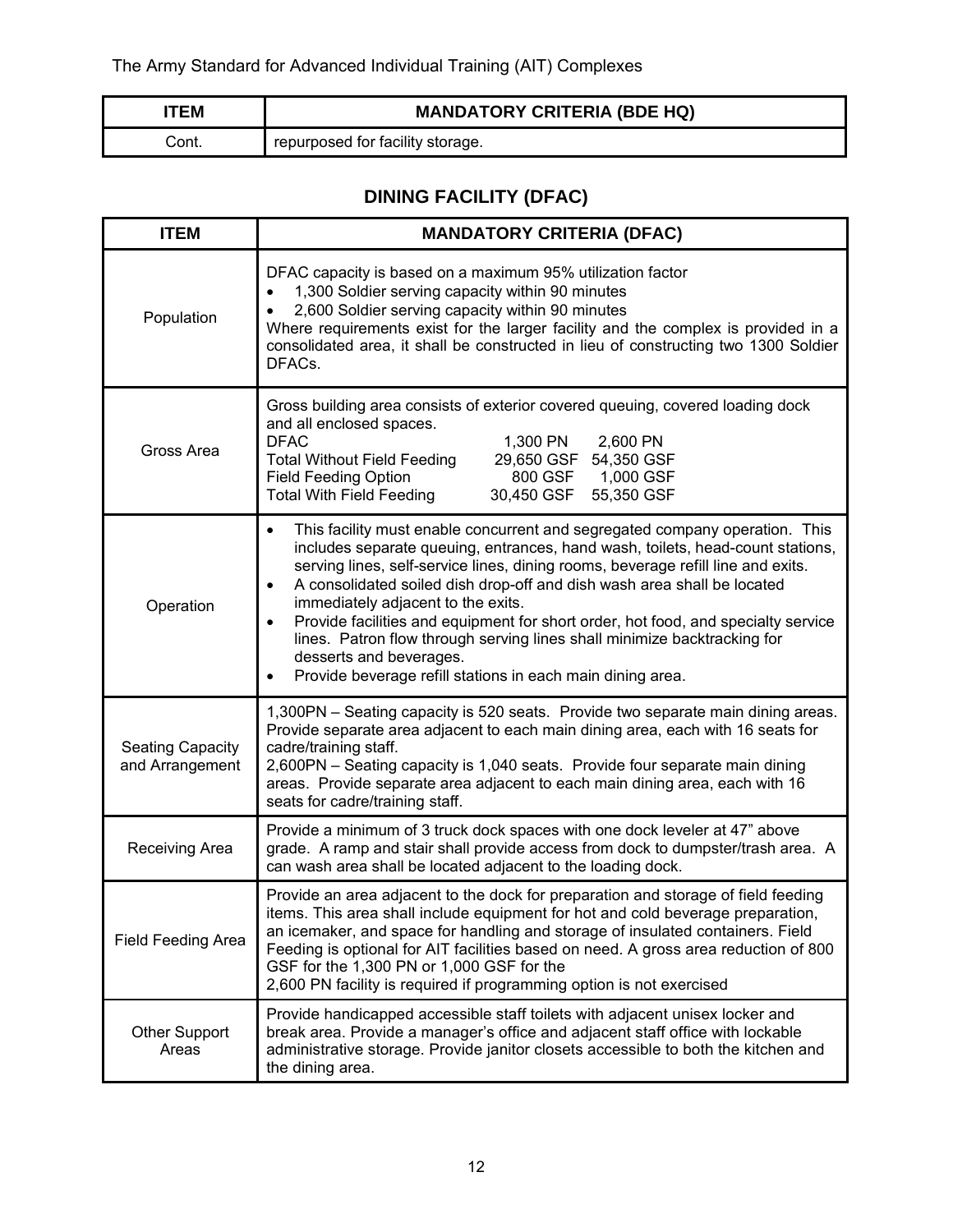| ITEM | MANDATORY CRITERIA (BDE HQ) |
|---|---|
| Cont. | repurposed for facility storage. |

## DINING FACILITY (DFAC)

| ITEM | MANDATORY CRITERIA (DFAC) |
|---|---|
| Population | DFAC capacity is based on a maximum 95% utilization factor<br>• 1,300 Soldier serving capacity within 90 minutes<br>• 2,600 Soldier serving capacity within 90 minutes<br>Where requirements exist for the larger facility and the complex is provided in a consolidated area, it shall be constructed in lieu of constructing two 1300 Soldier DFACs. |
| Gross Area | Gross building area consists of exterior covered queuing, covered loading dock and all enclosed spaces.<br>DFAC — 1,300 PN — 2,600 PN<br>Total Without Field Feeding — 29,650 GSF — 54,350 GSF<br>Field Feeding Option — 800 GSF — 1,000 GSF<br>Total With Field Feeding — 30,450 GSF — 55,350 GSF |
| Operation | • This facility must enable concurrent and segregated company operation. This includes separate queuing, entrances, hand wash, toilets, head-count stations, serving lines, self-service lines, dining rooms, beverage refill line and exits.<br>• A consolidated soiled dish drop-off and dish wash area shall be located immediately adjacent to the exits.<br>• Provide facilities and equipment for short order, hot food, and specialty service lines. Patron flow through serving lines shall minimize backtracking for desserts and beverages.<br>• Provide beverage refill stations in each main dining area. |
| Seating Capacity and Arrangement | 1,300PN – Seating capacity is 520 seats. Provide two separate main dining areas. Provide separate area adjacent to each main dining area, each with 16 seats for cadre/training staff.<br>2,600PN – Seating capacity is 1,040 seats. Provide four separate main dining areas. Provide separate area adjacent to each main dining area, each with 16 seats for cadre/training staff. |
| Receiving Area | Provide a minimum of 3 truck dock spaces with one dock leveler at 47" above grade. A ramp and stair shall provide access from dock to dumpster/trash area. A can wash area shall be located adjacent to the loading dock. |
| Field Feeding Area | Provide an area adjacent to the dock for preparation and storage of field feeding items. This area shall include equipment for hot and cold beverage preparation, an icemaker, and space for handling and storage of insulated containers. Field Feeding is optional for AIT facilities based on need. A gross area reduction of 800 GSF for the 1,300 PN or 1,000 GSF for the 2,600 PN facility is required if programming option is not exercised |
| Other Support Areas | Provide handicapped accessible staff toilets with adjacent unisex locker and break area. Provide a manager's office and adjacent staff office with lockable administrative storage. Provide janitor closets accessible to both the kitchen and the dining area. |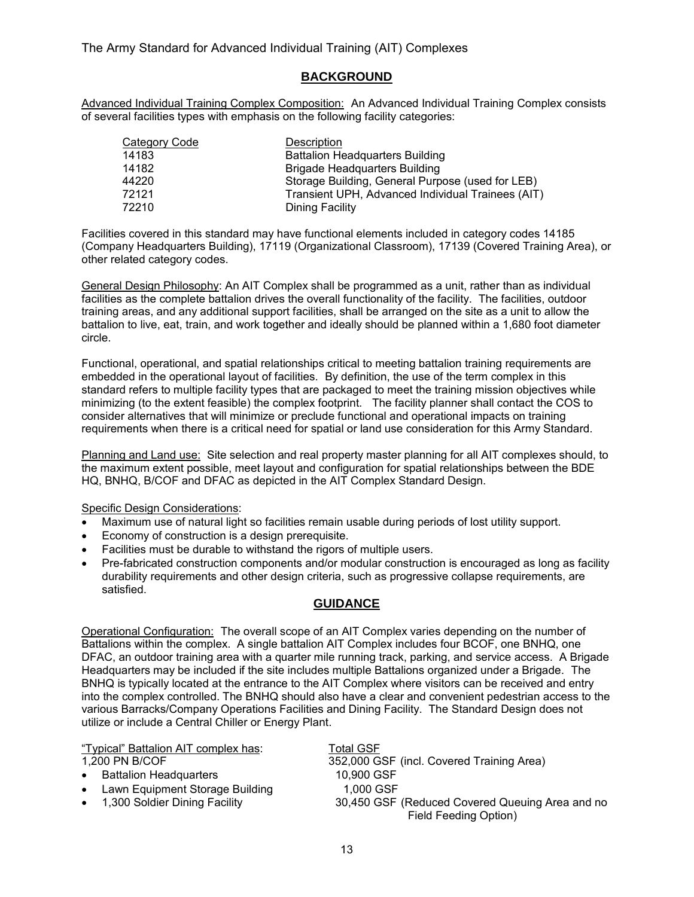## BACKGROUND

Advanced Individual Training Complex Composition: An Advanced Individual Training Complex consists of several facilities types with emphasis on the following facility categories:

| Category Code | Description |
|---|---|
| 14183 | Battalion Headquarters Building |
| 14182 | Brigade Headquarters Building |
| 44220 | Storage Building, General Purpose (used for LEB) |
| 72121 | Transient UPH, Advanced Individual Trainees (AIT) |
| 72210 | Dining Facility |

Facilities covered in this standard may have functional elements included in category codes 14185 (Company Headquarters Building), 17119 (Organizational Classroom), 17139 (Covered Training Area), or other related category codes.

General Design Philosophy: An AIT Complex shall be programmed as a unit, rather than as individual facilities as the complete battalion drives the overall functionality of the facility. The facilities, outdoor training areas, and any additional support facilities, shall be arranged on the site as a unit to allow the battalion to live, eat, train, and work together and ideally should be planned within a 1,680 foot diameter circle.

Functional, operational, and spatial relationships critical to meeting battalion training requirements are embedded in the operational layout of facilities. By definition, the use of the term complex in this standard refers to multiple facility types that are packaged to meet the training mission objectives while minimizing (to the extent feasible) the complex footprint. The facility planner shall contact the COS to consider alternatives that will minimize or preclude functional and operational impacts on training requirements when there is a critical need for spatial or land use consideration for this Army Standard.

Planning and Land use: Site selection and real property master planning for all AIT complexes should, to the maximum extent possible, meet layout and configuration for spatial relationships between the BDE HQ, BNHQ, B/COF and DFAC as depicted in the AIT Complex Standard Design.

Specific Design Considerations:

- Maximum use of natural light so facilities remain usable during periods of lost utility support.
- Economy of construction is a design prerequisite.
- Facilities must be durable to withstand the rigors of multiple users.
- Pre-fabricated construction components and/or modular construction is encouraged as long as facility durability requirements and other design criteria, such as progressive collapse requirements, are satisfied.

## GUIDANCE

Operational Configuration: The overall scope of an AIT Complex varies depending on the number of Battalions within the complex. A single battalion AIT Complex includes four BCOF, one BNHQ, one DFAC, an outdoor training area with a quarter mile running track, parking, and service access. A Brigade Headquarters may be included if the site includes multiple Battalions organized under a Brigade. The BNHQ is typically located at the entrance to the AIT Complex where visitors can be received and entry into the complex controlled. The BNHQ should also have a clear and convenient pedestrian access to the various Barracks/Company Operations Facilities and Dining Facility. The Standard Design does not utilize or include a Central Chiller or Energy Plant.

| "Typical" Battalion AIT complex has: | Total GSF |
|---|---|
| 1,200 PN B/COF | 352,000 GSF (incl. Covered Training Area) |
| • Battalion Headquarters | 10,900 GSF |
| • Lawn Equipment Storage Building | 1,000 GSF |
| • 1,300 Soldier Dining Facility | 30,450 GSF (Reduced Covered Queuing Area and no Field Feeding Option) |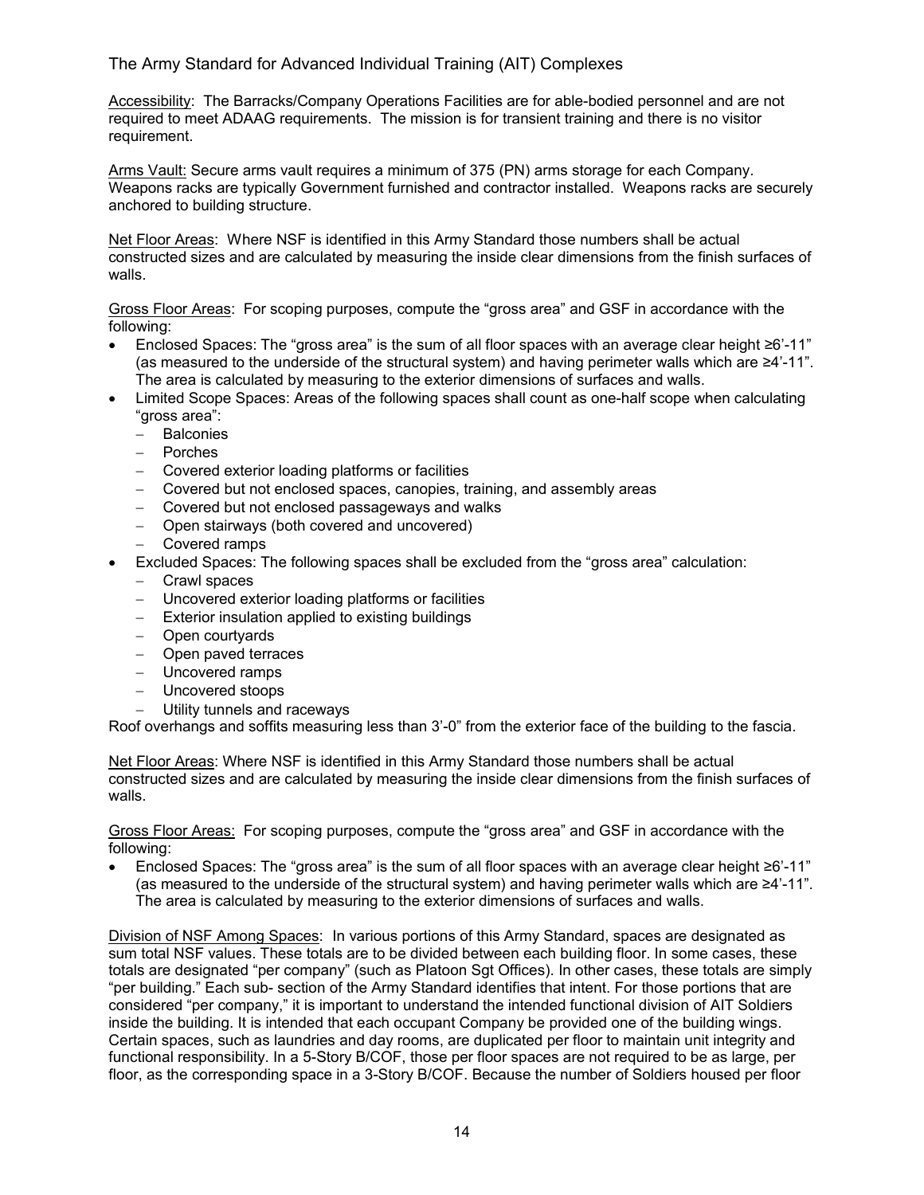Accessibility: The Barracks/Company Operations Facilities are for able-bodied personnel and are not required to meet ADAAG requirements. The mission is for transient training and there is no visitor requirement.

Arms Vault: Secure arms vault requires a minimum of 375 (PN) arms storage for each Company. Weapons racks are typically Government furnished and contractor installed. Weapons racks are securely anchored to building structure.

Net Floor Areas: Where NSF is identified in this Army Standard those numbers shall be actual constructed sizes and are calculated by measuring the inside clear dimensions from the finish surfaces of walls.

Gross Floor Areas: For scoping purposes, compute the "gross area" and GSF in accordance with the following:

- Enclosed Spaces: The "gross area" is the sum of all floor spaces with an average clear height ≥6'-11" (as measured to the underside of the structural system) and having perimeter walls which are ≥4'-11". The area is calculated by measuring to the exterior dimensions of surfaces and walls.
- Limited Scope Spaces: Areas of the following spaces shall count as one-half scope when calculating "gross area":
  - Balconies
  - Porches
  - Covered exterior loading platforms or facilities
  - Covered but not enclosed spaces, canopies, training, and assembly areas
  - Covered but not enclosed passageways and walks
  - Open stairways (both covered and uncovered)
  - Covered ramps
- Excluded Spaces: The following spaces shall be excluded from the "gross area" calculation:
  - Crawl spaces
  - Uncovered exterior loading platforms or facilities
  - Exterior insulation applied to existing buildings
  - Open courtyards
  - Open paved terraces
  - Uncovered ramps
  - Uncovered stoops
  - Utility tunnels and raceways

Roof overhangs and soffits measuring less than 3'-0" from the exterior face of the building to the fascia.

Net Floor Areas: Where NSF is identified in this Army Standard those numbers shall be actual constructed sizes and are calculated by measuring the inside clear dimensions from the finish surfaces of walls.

Gross Floor Areas: For scoping purposes, compute the "gross area" and GSF in accordance with the following:

- Enclosed Spaces: The "gross area" is the sum of all floor spaces with an average clear height ≥6'-11" (as measured to the underside of the structural system) and having perimeter walls which are ≥4'-11". The area is calculated by measuring to the exterior dimensions of surfaces and walls.

Division of NSF Among Spaces: In various portions of this Army Standard, spaces are designated as sum total NSF values. These totals are to be divided between each building floor. In some cases, these totals are designated "per company" (such as Platoon Sgt Offices). In other cases, these totals are simply "per building." Each sub- section of the Army Standard identifies that intent. For those portions that are considered "per company," it is important to understand the intended functional division of AIT Soldiers inside the building. It is intended that each occupant Company be provided one of the building wings. Certain spaces, such as laundries and day rooms, are duplicated per floor to maintain unit integrity and functional responsibility. In a 5-Story B/COF, those per floor spaces are not required to be as large, per floor, as the corresponding space in a 3-Story B/COF. Because the number of Soldiers housed per floor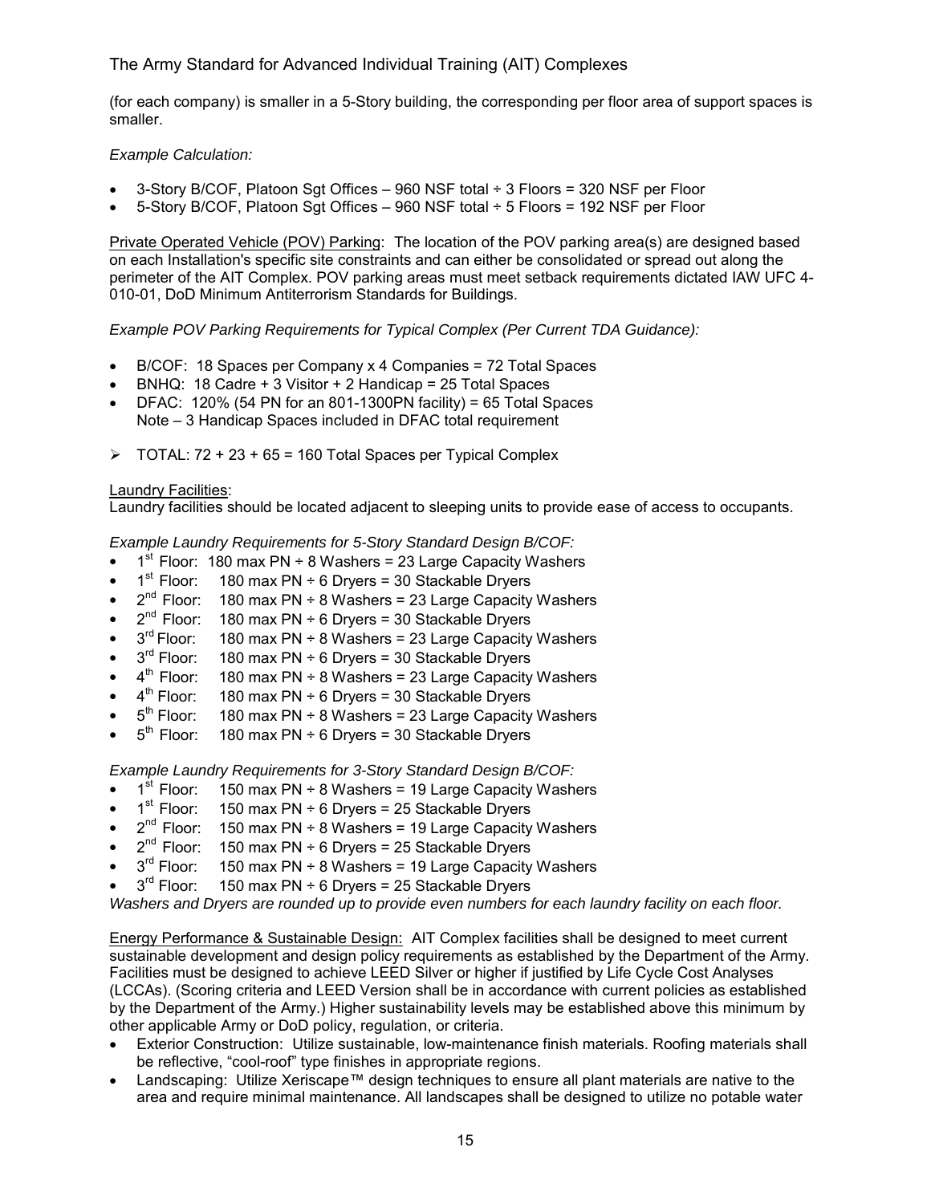(for each company) is smaller in a 5-Story building, the corresponding per floor area of support spaces is smaller.

*Example Calculation:*

- 3-Story B/COF, Platoon Sgt Offices – 960 NSF total ÷ 3 Floors = 320 NSF per Floor
- 5-Story B/COF, Platoon Sgt Offices – 960 NSF total ÷ 5 Floors = 192 NSF per Floor

<u>Private Operated Vehicle (POV) Parking</u>: The location of the POV parking area(s) are designed based on each Installation's specific site constraints and can either be consolidated or spread out along the perimeter of the AIT Complex. POV parking areas must meet setback requirements dictated IAW UFC 4-010-01, DoD Minimum Antiterrorism Standards for Buildings.

*Example POV Parking Requirements for Typical Complex (Per Current TDA Guidance):*

- B/COF: 18 Spaces per Company x 4 Companies = 72 Total Spaces
- BNHQ: 18 Cadre + 3 Visitor + 2 Handicap = 25 Total Spaces
- DFAC: 120% (54 PN for an 801-1300PN facility) = 65 Total Spaces
  Note – 3 Handicap Spaces included in DFAC total requirement

➢ TOTAL: 72 + 23 + 65 = 160 Total Spaces per Typical Complex

<u>Laundry Facilities</u>:
Laundry facilities should be located adjacent to sleeping units to provide ease of access to occupants.

*Example Laundry Requirements for 5-Story Standard Design B/COF:*
- 1st Floor: 180 max PN ÷ 8 Washers = 23 Large Capacity Washers
- 1st Floor: 180 max PN ÷ 6 Dryers = 30 Stackable Dryers
- 2nd Floor: 180 max PN ÷ 8 Washers = 23 Large Capacity Washers
- 2nd Floor: 180 max PN ÷ 6 Dryers = 30 Stackable Dryers
- 3rd Floor: 180 max PN ÷ 8 Washers = 23 Large Capacity Washers
- 3rd Floor: 180 max PN ÷ 6 Dryers = 30 Stackable Dryers
- 4th Floor: 180 max PN ÷ 8 Washers = 23 Large Capacity Washers
- 4th Floor: 180 max PN ÷ 6 Dryers = 30 Stackable Dryers
- 5th Floor: 180 max PN ÷ 8 Washers = 23 Large Capacity Washers
- 5th Floor: 180 max PN ÷ 6 Dryers = 30 Stackable Dryers

*Example Laundry Requirements for 3-Story Standard Design B/COF:*
- 1st Floor: 150 max PN ÷ 8 Washers = 19 Large Capacity Washers
- 1st Floor: 150 max PN ÷ 6 Dryers = 25 Stackable Dryers
- 2nd Floor: 150 max PN ÷ 8 Washers = 19 Large Capacity Washers
- 2nd Floor: 150 max PN ÷ 6 Dryers = 25 Stackable Dryers
- 3rd Floor: 150 max PN ÷ 8 Washers = 19 Large Capacity Washers
- 3rd Floor: 150 max PN ÷ 6 Dryers = 25 Stackable Dryers

*Washers and Dryers are rounded up to provide even numbers for each laundry facility on each floor.*

<u>Energy Performance & Sustainable Design:</u> AIT Complex facilities shall be designed to meet current sustainable development and design policy requirements as established by the Department of the Army. Facilities must be designed to achieve LEED Silver or higher if justified by Life Cycle Cost Analyses (LCCAs). (Scoring criteria and LEED Version shall be in accordance with current policies as established by the Department of the Army.) Higher sustainability levels may be established above this minimum by other applicable Army or DoD policy, regulation, or criteria.
- Exterior Construction: Utilize sustainable, low-maintenance finish materials. Roofing materials shall be reflective, "cool-roof" type finishes in appropriate regions.
- Landscaping: Utilize Xeriscape™ design techniques to ensure all plant materials are native to the area and require minimal maintenance. All landscapes shall be designed to utilize no potable water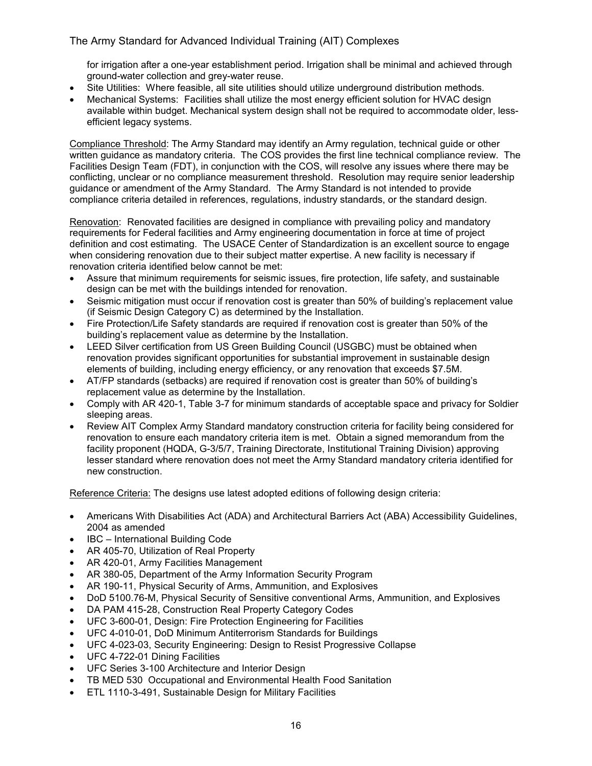for irrigation after a one-year establishment period. Irrigation shall be minimal and achieved through ground-water collection and grey-water reuse.

- Site Utilities: Where feasible, all site utilities should utilize underground distribution methods.
- Mechanical Systems: Facilities shall utilize the most energy efficient solution for HVAC design available within budget. Mechanical system design shall not be required to accommodate older, less-efficient legacy systems.

Compliance Threshold: The Army Standard may identify an Army regulation, technical guide or other written guidance as mandatory criteria. The COS provides the first line technical compliance review. The Facilities Design Team (FDT), in conjunction with the COS, will resolve any issues where there may be conflicting, unclear or no compliance measurement threshold. Resolution may require senior leadership guidance or amendment of the Army Standard. The Army Standard is not intended to provide compliance criteria detailed in references, regulations, industry standards, or the standard design.

Renovation: Renovated facilities are designed in compliance with prevailing policy and mandatory requirements for Federal facilities and Army engineering documentation in force at time of project definition and cost estimating. The USACE Center of Standardization is an excellent source to engage when considering renovation due to their subject matter expertise. A new facility is necessary if renovation criteria identified below cannot be met:

- Assure that minimum requirements for seismic issues, fire protection, life safety, and sustainable design can be met with the buildings intended for renovation.
- Seismic mitigation must occur if renovation cost is greater than 50% of building's replacement value (if Seismic Design Category C) as determined by the Installation.
- Fire Protection/Life Safety standards are required if renovation cost is greater than 50% of the building's replacement value as determine by the Installation.
- LEED Silver certification from US Green Building Council (USGBC) must be obtained when renovation provides significant opportunities for substantial improvement in sustainable design elements of building, including energy efficiency, or any renovation that exceeds $7.5M.
- AT/FP standards (setbacks) are required if renovation cost is greater than 50% of building's replacement value as determine by the Installation.
- Comply with AR 420-1, Table 3-7 for minimum standards of acceptable space and privacy for Soldier sleeping areas.
- Review AIT Complex Army Standard mandatory construction criteria for facility being considered for renovation to ensure each mandatory criteria item is met. Obtain a signed memorandum from the facility proponent (HQDA, G-3/5/7, Training Directorate, Institutional Training Division) approving lesser standard where renovation does not meet the Army Standard mandatory criteria identified for new construction.

Reference Criteria: The designs use latest adopted editions of following design criteria:

- Americans With Disabilities Act (ADA) and Architectural Barriers Act (ABA) Accessibility Guidelines, 2004 as amended
- IBC – International Building Code
- AR 405-70, Utilization of Real Property
- AR 420-01, Army Facilities Management
- AR 380-05, Department of the Army Information Security Program
- AR 190-11, Physical Security of Arms, Ammunition, and Explosives
- DoD 5100.76-M, Physical Security of Sensitive conventional Arms, Ammunition, and Explosives
- DA PAM 415-28, Construction Real Property Category Codes
- UFC 3-600-01, Design: Fire Protection Engineering for Facilities
- UFC 4-010-01, DoD Minimum Antiterrorism Standards for Buildings
- UFC 4-023-03, Security Engineering: Design to Resist Progressive Collapse
- UFC 4-722-01 Dining Facilities
- UFC Series 3-100 Architecture and Interior Design
- TB MED 530 Occupational and Environmental Health Food Sanitation
- ETL 1110-3-491, Sustainable Design for Military Facilities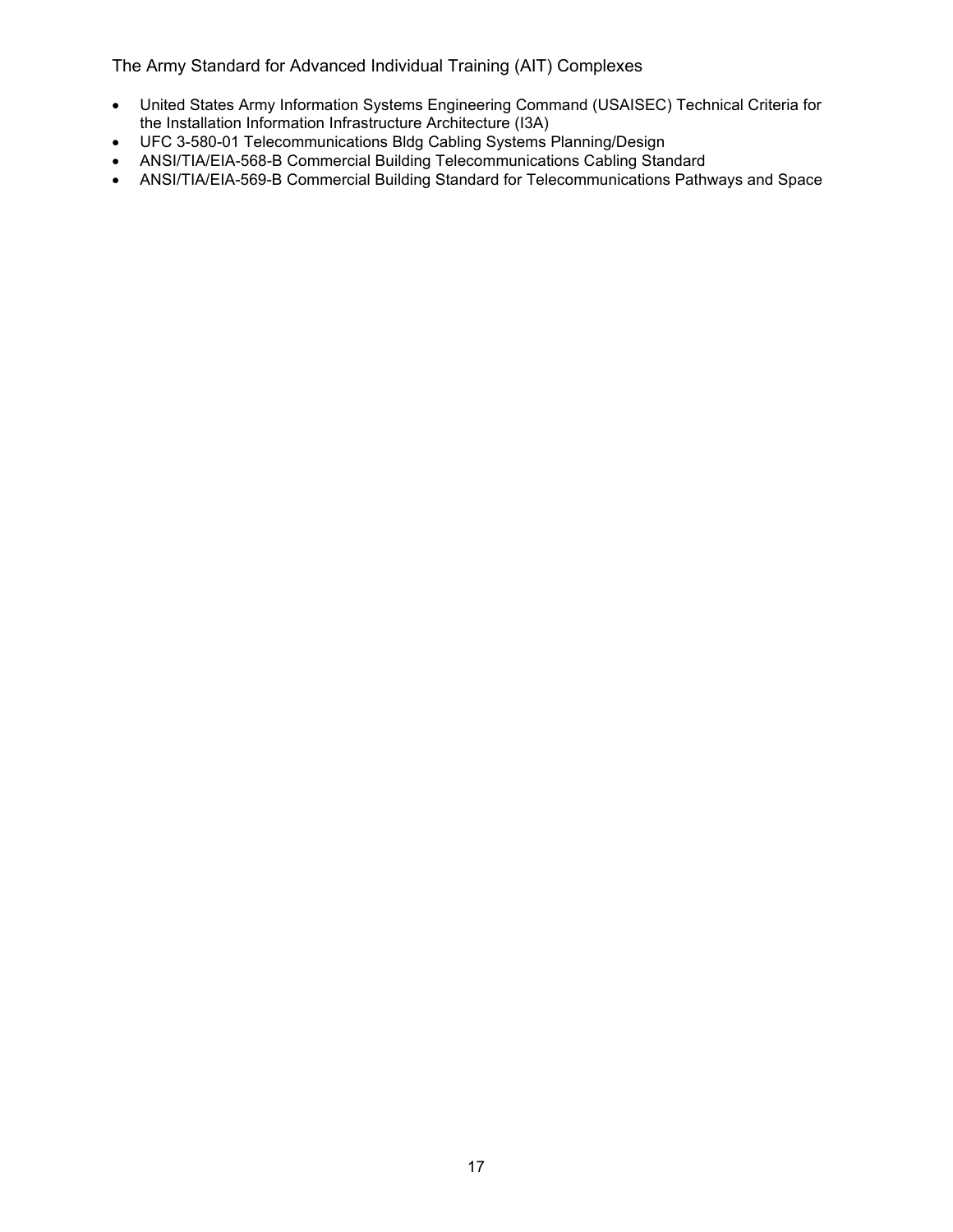- United States Army Information Systems Engineering Command (USAISEC) Technical Criteria for the Installation Information Infrastructure Architecture (I3A)
- UFC 3-580-01 Telecommunications Bldg Cabling Systems Planning/Design
- ANSI/TIA/EIA-568-B Commercial Building Telecommunications Cabling Standard
- ANSI/TIA/EIA-569-B Commercial Building Standard for Telecommunications Pathways and Space